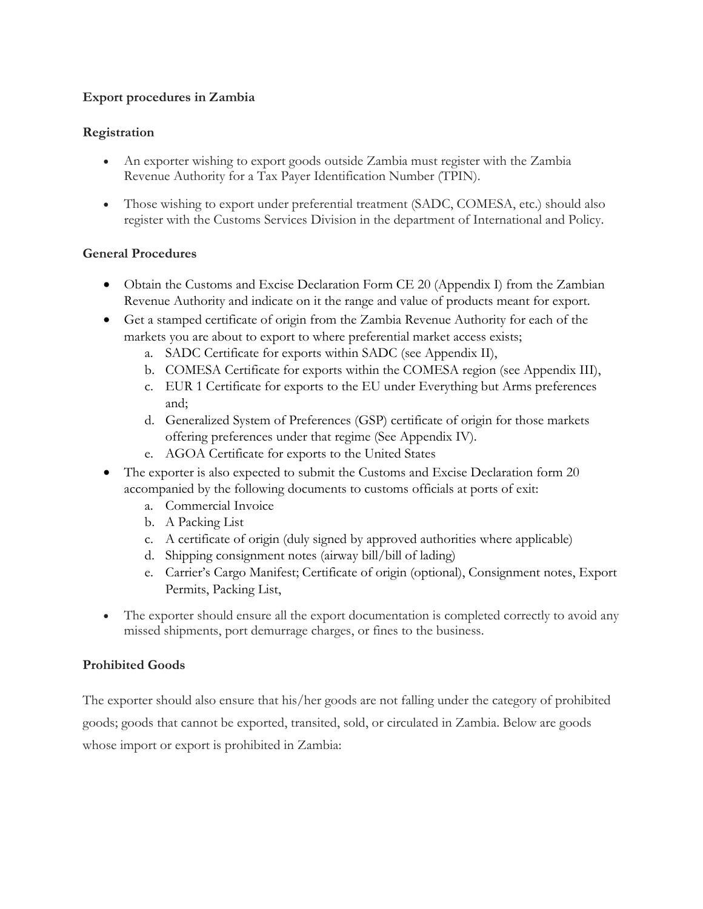**Export procedures in Zambia**

**Registration**

- An exporter wishing to export goods outside Zambia must register with the Zambia Revenue Authority for a Tax Payer Identification Number (TPIN).

- Those wishing to export under preferential treatment (SADC, COMESA, etc.) should also register with the Customs Services Division in the department of International and Policy.

**General Procedures**

- Obtain the Customs and Excise Declaration Form CE 20 (Appendix I) from the Zambian Revenue Authority and indicate on it the range and value of products meant for export.
- Get a stamped certificate of origin from the Zambia Revenue Authority for each of the markets you are about to export to where preferential market access exists;
    a. SADC Certificate for exports within SADC (see Appendix II),
    b. COMESA Certificate for exports within the COMESA region (see Appendix III),
    c. EUR 1 Certificate for exports to the EU under Everything but Arms preferences and;
    d. Generalized System of Preferences (GSP) certificate of origin for those markets offering preferences under that regime (See Appendix IV).
    e. AGOA Certificate for exports to the United States
- The exporter is also expected to submit the Customs and Excise Declaration form 20 accompanied by the following documents to customs officials at ports of exit:
    a. Commercial Invoice
    b. A Packing List
    c. A certificate of origin (duly signed by approved authorities where applicable)
    d. Shipping consignment notes (airway bill/bill of lading)
    e. Carrier's Cargo Manifest; Certificate of origin (optional), Consignment notes, Export Permits, Packing List,

- The exporter should ensure all the export documentation is completed correctly to avoid any missed shipments, port demurrage charges, or fines to the business.

**Prohibited Goods**

The exporter should also ensure that his/her goods are not falling under the category of prohibited goods; goods that cannot be exported, transited, sold, or circulated in Zambia. Below are goods whose import or export is prohibited in Zambia: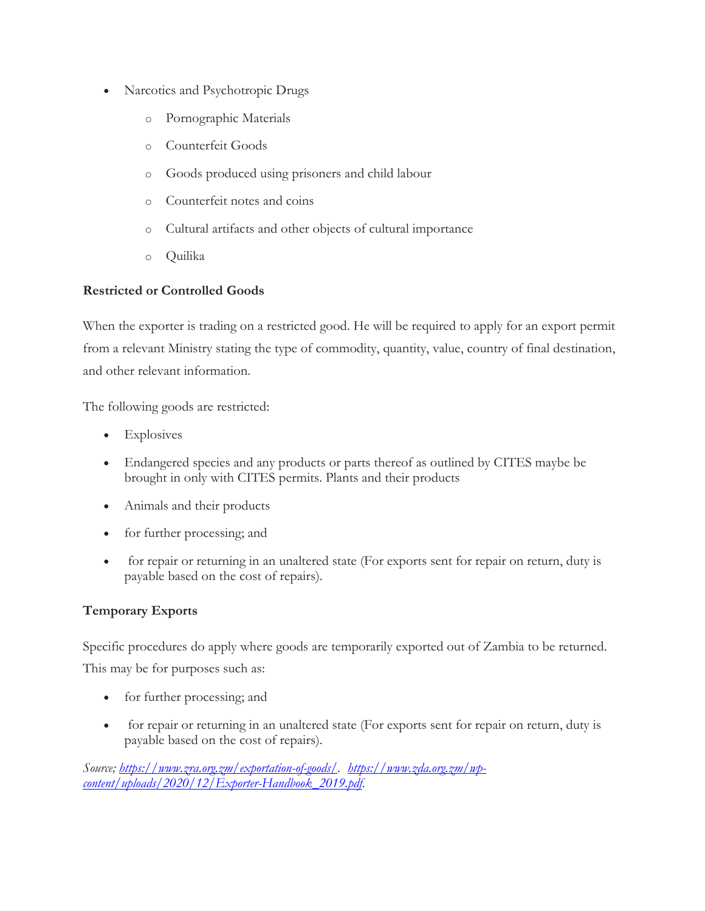- Narcotics and Psychotropic Drugs
    - Pornographic Materials
    - Counterfeit Goods
    - Goods produced using prisoners and child labour
    - Counterfeit notes and coins
    - Cultural artifacts and other objects of cultural importance
    - Quilika

**Restricted or Controlled Goods**

When the exporter is trading on a restricted good. He will be required to apply for an export permit from a relevant Ministry stating the type of commodity, quantity, value, country of final destination, and other relevant information.

The following goods are restricted:

- Explosives
- Endangered species and any products or parts thereof as outlined by CITES maybe be brought in only with CITES permits. Plants and their products
- Animals and their products
- for further processing; and
- for repair or returning in an unaltered state (For exports sent for repair on return, duty is payable based on the cost of repairs).

**Temporary Exports**

Specific procedures do apply where goods are temporarily exported out of Zambia to be returned. This may be for purposes such as:

- for further processing; and
- for repair or returning in an unaltered state (For exports sent for repair on return, duty is payable based on the cost of repairs).

*Source; https://www.zra.org.zm/exportation-of-goods/. https://www.zda.org.zm/wp-content/uploads/2020/12/Exporter-Handbook_2019.pdf.*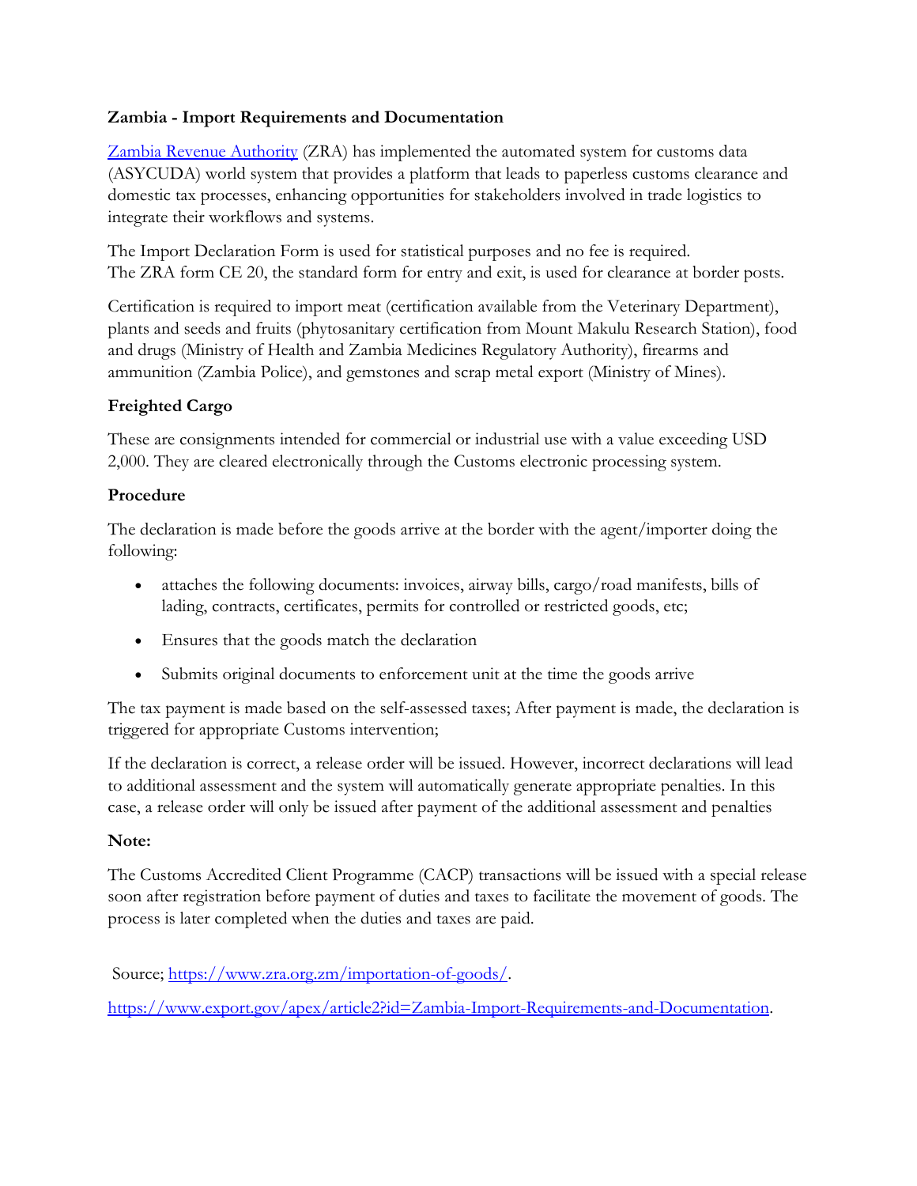**Zambia - Import Requirements and Documentation**

[Zambia Revenue Authority](https://www.zra.org.zm) (ZRA) has implemented the automated system for customs data (ASYCUDA) world system that provides a platform that leads to paperless customs clearance and domestic tax processes, enhancing opportunities for stakeholders involved in trade logistics to integrate their workflows and systems.

The Import Declaration Form is used for statistical purposes and no fee is required.
The ZRA form CE 20, the standard form for entry and exit, is used for clearance at border posts.

Certification is required to import meat (certification available from the Veterinary Department), plants and seeds and fruits (phytosanitary certification from Mount Makulu Research Station), food and drugs (Ministry of Health and Zambia Medicines Regulatory Authority), firearms and ammunition (Zambia Police), and gemstones and scrap metal export (Ministry of Mines).

**Freighted Cargo**

These are consignments intended for commercial or industrial use with a value exceeding USD 2,000. They are cleared electronically through the Customs electronic processing system.

**Procedure**

The declaration is made before the goods arrive at the border with the agent/importer doing the following:

- attaches the following documents: invoices, airway bills, cargo/road manifests, bills of lading, contracts, certificates, permits for controlled or restricted goods, etc;
- Ensures that the goods match the declaration
- Submits original documents to enforcement unit at the time the goods arrive

The tax payment is made based on the self-assessed taxes; After payment is made, the declaration is triggered for appropriate Customs intervention;

If the declaration is correct, a release order will be issued. However, incorrect declarations will lead to additional assessment and the system will automatically generate appropriate penalties. In this case, a release order will only be issued after payment of the additional assessment and penalties

**Note:**

The Customs Accredited Client Programme (CACP) transactions will be issued with a special release soon after registration before payment of duties and taxes to facilitate the movement of goods. The process is later completed when the duties and taxes are paid.

Source; [https://www.zra.org.zm/importation-of-goods/](https://www.zra.org.zm/importation-of-goods/).

[https://www.export.gov/apex/article2?id=Zambia-Import-Requirements-and-Documentation](https://www.export.gov/apex/article2?id=Zambia-Import-Requirements-and-Documentation).